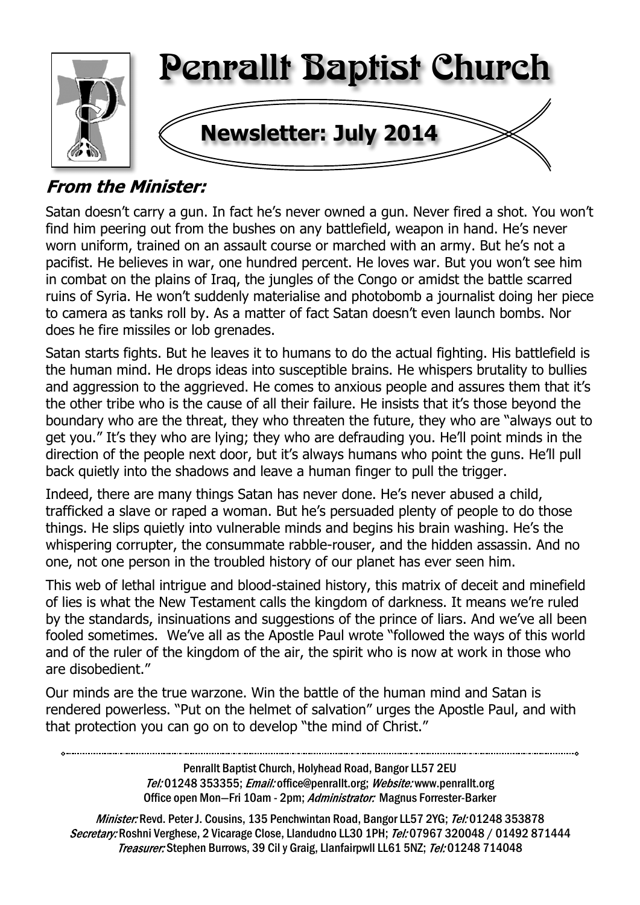# Penrallt Baptist Church

## Newsletter: July 2014

### *From the Minister:*

Satan doesn't carry a gun. In fact he's never owned a gun. Never fired a shot. You won't find him peering out from the bushes on any battlefield, weapon in hand. He's never worn uniform, trained on an assault course or marched with an army. But he's not a pacifist. He believes in war, one hundred percent. He loves war. But you won't see him in combat on the plains of Iraq, the jungles of the Congo or amidst the battle scarred ruins of Syria. He won't suddenly materialise and photobomb a journalist doing her piece to camera as tanks roll by. As a matter of fact Satan doesn't even launch bombs. Nor does he fire missiles or lob grenades.

Satan starts fights. But he leaves it to humans to do the actual fighting. His battlefield is the human mind. He drops ideas into susceptible brains. He whispers brutality to bullies and aggression to the aggrieved. He comes to anxious people and assures them that it's the other tribe who is the cause of all their failure. He insists that it's those beyond the boundary who are the threat, they who threaten the future, they who are "always out to get you." It's they who are lying; they who are defrauding you. He'll point minds in the direction of the people next door, but it's always humans who point the guns. He'll pull back quietly into the shadows and leave a human finger to pull the trigger.

Indeed, there are many things Satan has never done. He's never abused a child, trafficked a slave or raped a woman. But he's persuaded plenty of people to do those things. He slips quietly into vulnerable minds and begins his brain washing. He's the whispering corrupter, the consummate rabble-rouser, and the hidden assassin. And no one, not one person in the troubled history of our planet has ever seen him.

This web of lethal intrigue and blood-stained history, this matrix of deceit and minefield of lies is what the New Testament calls the kingdom of darkness. It means we're ruled by the standards, insinuations and suggestions of the prince of liars. And we've all been fooled sometimes. We've all as the Apostle Paul wrote "followed the ways of this world and of the ruler of the kingdom of the air, the spirit who is now at work in those who are disobedient."

Our minds are the true warzone. Win the battle of the human mind and Satan is rendered powerless. "Put on the helmet of salvation" urges the Apostle Paul, and with that protection you can go on to develop "the mind of Christ."

---

Penrallt Baptist Church, Holyhead Road, Bangor LL57 2EU
*Tel:* 01248 353355; *Email:* office@penrallt.org; *Website:* www.penrallt.org
Office open Mon—Fri 10am - 2pm; *Administrator:* Magnus Forrester-Barker

*Minister:* Revd. Peter J. Cousins, 135 Penchwintan Road, Bangor LL57 2YG; *Tel:* 01248 353878
*Secretary:* Roshni Verghese, 2 Vicarage Close, Llandudno LL30 1PH; *Tel:* 07967 320048 / 01492 871444
*Treasurer:* Stephen Burrows, 39 Cil y Graig, Llanfairpwll LL61 5NZ; *Tel:* 01248 714048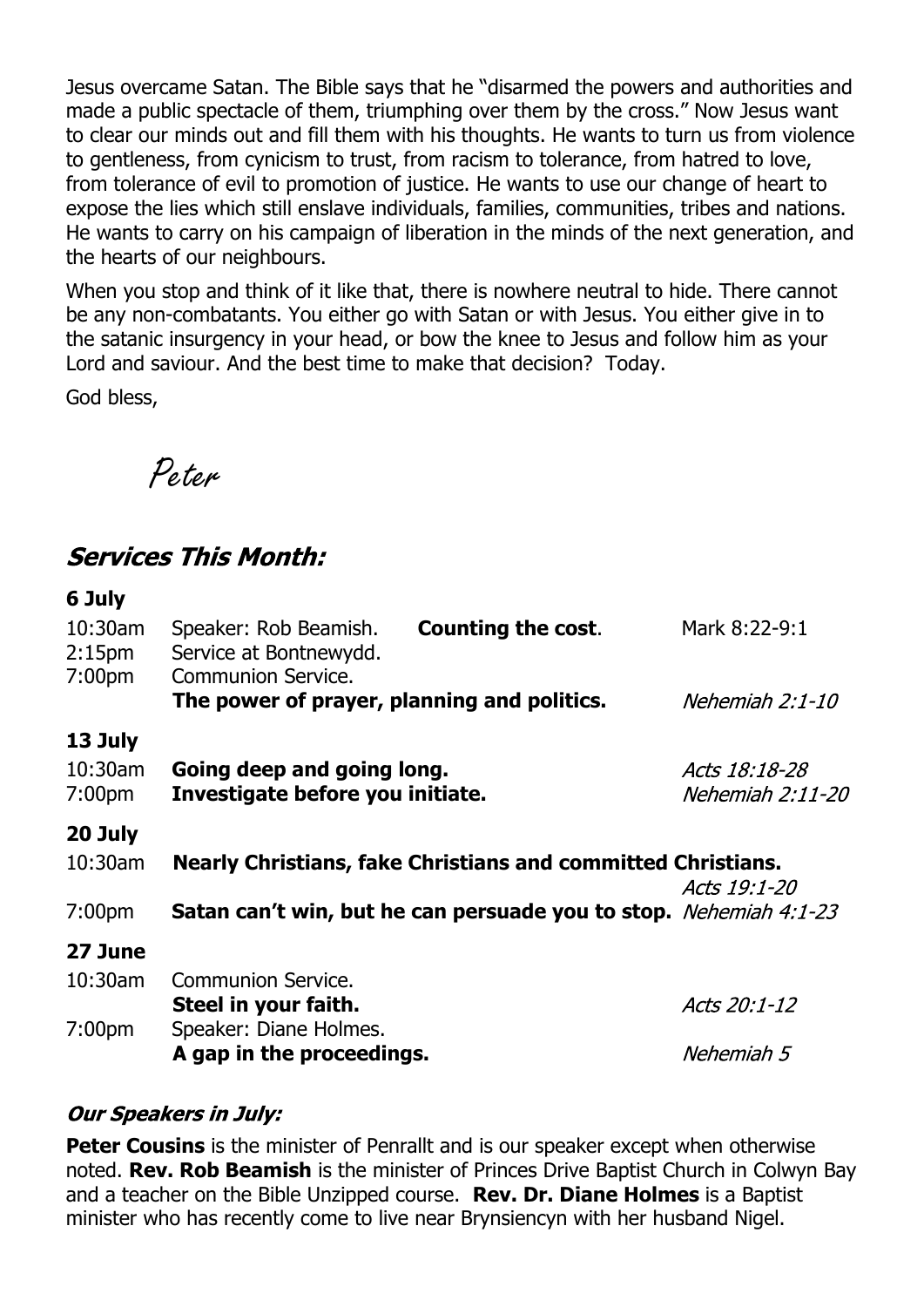Jesus overcame Satan. The Bible says that he "disarmed the powers and authorities and made a public spectacle of them, triumphing over them by the cross." Now Jesus want to clear our minds out and fill them with his thoughts. He wants to turn us from violence to gentleness, from cynicism to trust, from racism to tolerance, from hatred to love, from tolerance of evil to promotion of justice. He wants to use our change of heart to expose the lies which still enslave individuals, families, communities, tribes and nations. He wants to carry on his campaign of liberation in the minds of the next generation, and the hearts of our neighbours.

When you stop and think of it like that, there is nowhere neutral to hide. There cannot be any non-combatants. You either go with Satan or with Jesus. You either give in to the satanic insurgency in your head, or bow the knee to Jesus and follow him as your Lord and saviour. And the best time to make that decision? Today.

God bless,

Peter

## Services This Month:

**6 July**

| | | |
|---|---|---|
| 10:30am | Speaker: Rob Beamish. **Counting the cost**. | Mark 8:22-9:1 |
| 2:15pm | Service at Bontnewydd. | |
| 7:00pm | Communion Service. **The power of prayer, planning and politics.** | *Nehemiah 2:1-10* |

**13 July**

| | | |
|---|---|---|
| 10:30am | **Going deep and going long.** | *Acts 18:18-28* |
| 7:00pm | **Investigate before you initiate.** | *Nehemiah 2:11-20* |

**20 July**

| | | |
|---|---|---|
| 10:30am | **Nearly Christians, fake Christians and committed Christians.** | *Acts 19:1-20* |
| 7:00pm | **Satan can't win, but he can persuade you to stop.** | *Nehemiah 4:1-23* |

**27 June**

| | | |
|---|---|---|
| 10:30am | Communion Service. **Steel in your faith.** | *Acts 20:1-12* |
| 7:00pm | Speaker: Diane Holmes. **A gap in the proceedings.** | *Nehemiah 5* |

### *Our Speakers in July:*

**Peter Cousins** is the minister of Penrallt and is our speaker except when otherwise noted. **Rev. Rob Beamish** is the minister of Princes Drive Baptist Church in Colwyn Bay and a teacher on the Bible Unzipped course. **Rev. Dr. Diane Holmes** is a Baptist minister who has recently come to live near Brynsiencyn with her husband Nigel.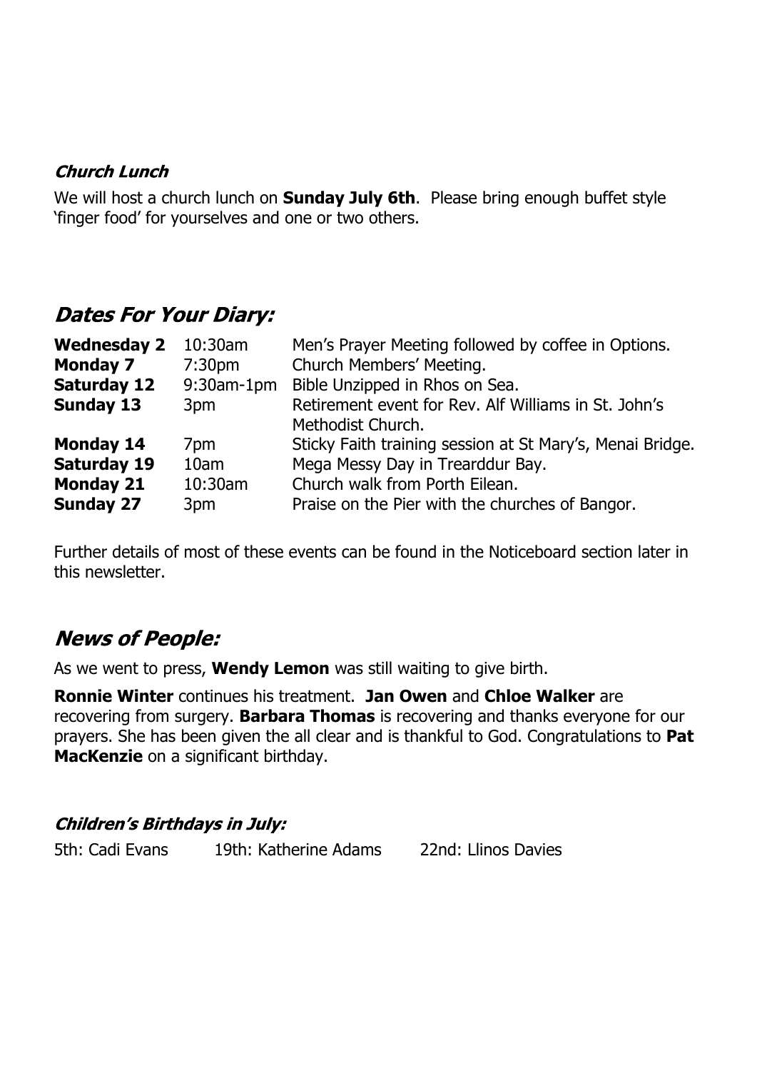### *Church Lunch*

We will host a church lunch on **Sunday July 6th**. Please bring enough buffet style 'finger food' for yourselves and one or two others.

## *Dates For Your Diary:*

| | | |
|---|---|---|
| **Wednesday 2** | 10:30am | Men's Prayer Meeting followed by coffee in Options. |
| **Monday 7** | 7:30pm | Church Members' Meeting. |
| **Saturday 12** | 9:30am-1pm | Bible Unzipped in Rhos on Sea. |
| **Sunday 13** | 3pm | Retirement event for Rev. Alf Williams in St. John's Methodist Church. |
| **Monday 14** | 7pm | Sticky Faith training session at St Mary's, Menai Bridge. |
| **Saturday 19** | 10am | Mega Messy Day in Trearddur Bay. |
| **Monday 21** | 10:30am | Church walk from Porth Eilean. |
| **Sunday 27** | 3pm | Praise on the Pier with the churches of Bangor. |

Further details of most of these events can be found in the Noticeboard section later in this newsletter.

## *News of People:*

As we went to press, **Wendy Lemon** was still waiting to give birth.

**Ronnie Winter** continues his treatment. **Jan Owen** and **Chloe Walker** are recovering from surgery. **Barbara Thomas** is recovering and thanks everyone for our prayers. She has been given the all clear and is thankful to God. Congratulations to **Pat MacKenzie** on a significant birthday.

### *Children's Birthdays in July:*

5th: Cadi Evans    19th: Katherine Adams    22nd: Llinos Davies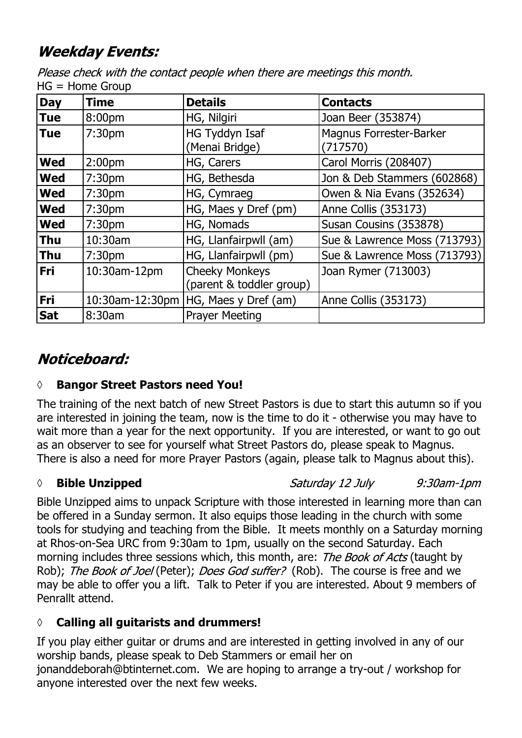## *Weekday Events:*

*Please check with the contact people when there are meetings this month.*
HG = Home Group

| Day | Time | Details | Contacts |
|---|---|---|---|
| **Tue** | 8:00pm | HG, Nilgiri | Joan Beer (353874) |
| **Tue** | 7:30pm | HG Tyddyn Isaf (Menai Bridge) | Magnus Forrester-Barker (717570) |
| **Wed** | 2:00pm | HG, Carers | Carol Morris (208407) |
| **Wed** | 7:30pm | HG, Bethesda | Jon & Deb Stammers (602868) |
| **Wed** | 7:30pm | HG, Cymraeg | Owen & Nia Evans (352634) |
| **Wed** | 7:30pm | HG, Maes y Dref (pm) | Anne Collis (353173) |
| **Wed** | 7:30pm | HG, Nomads | Susan Cousins (353878) |
| **Thu** | 10:30am | HG, Llanfairpwll (am) | Sue & Lawrence Moss (713793) |
| **Thu** | 7:30pm | HG, Llanfairpwll (pm) | Sue & Lawrence Moss (713793) |
| **Fri** | 10:30am-12pm | Cheeky Monkeys (parent & toddler group) | Joan Rymer (713003) |
| **Fri** | 10:30am-12:30pm | HG, Maes y Dref (am) | Anne Collis (353173) |
| **Sat** | 8:30am | Prayer Meeting | |

## *Noticeboard:*

◊ **Bangor Street Pastors need You!**

The training of the next batch of new Street Pastors is due to start this autumn so if you are interested in joining the team, now is the time to do it - otherwise you may have to wait more than a year for the next opportunity. If you are interested, or want to go out as an observer to see for yourself what Street Pastors do, please speak to Magnus. There is also a need for more Prayer Pastors (again, please talk to Magnus about this).

◊ **Bible Unzipped** *Saturday 12 July* *9:30am-1pm*

Bible Unzipped aims to unpack Scripture with those interested in learning more than can be offered in a Sunday sermon. It also equips those leading in the church with some tools for studying and teaching from the Bible. It meets monthly on a Saturday morning at Rhos-on-Sea URC from 9:30am to 1pm, usually on the second Saturday. Each morning includes three sessions which, this month, are: *The Book of Acts* (taught by Rob); *The Book of Joel* (Peter); *Does God suffer?* (Rob). The course is free and we may be able to offer you a lift. Talk to Peter if you are interested. About 9 members of Penrallt attend.

◊ **Calling all guitarists and drummers!**

If you play either guitar or drums and are interested in getting involved in any of our worship bands, please speak to Deb Stammers or email her on jonanddeborah@btinternet.com. We are hoping to arrange a try-out / workshop for anyone interested over the next few weeks.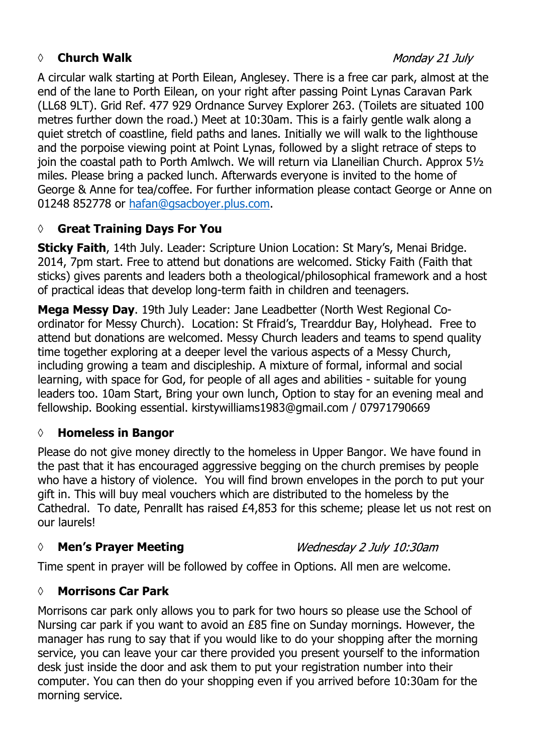### ◊ **Church Walk** *Monday 21 July*

A circular walk starting at Porth Eilean, Anglesey. There is a free car park, almost at the end of the lane to Porth Eilean, on your right after passing Point Lynas Caravan Park (LL68 9LT). Grid Ref. 477 929 Ordnance Survey Explorer 263. (Toilets are situated 100 metres further down the road.) Meet at 10:30am. This is a fairly gentle walk along a quiet stretch of coastline, field paths and lanes. Initially we will walk to the lighthouse and the porpoise viewing point at Point Lynas, followed by a slight retrace of steps to join the coastal path to Porth Amlwch. We will return via Llaneilian Church. Approx 5½ miles. Please bring a packed lunch. Afterwards everyone is invited to the home of George & Anne for tea/coffee. For further information please contact George or Anne on 01248 852778 or hafan@gsacboyer.plus.com.

### ◊ **Great Training Days For You**

**Sticky Faith**, 14th July. Leader: Scripture Union Location: St Mary's, Menai Bridge. 2014, 7pm start. Free to attend but donations are welcomed. Sticky Faith (Faith that sticks) gives parents and leaders both a theological/philosophical framework and a host of practical ideas that develop long-term faith in children and teenagers.

**Mega Messy Day**. 19th July Leader: Jane Leadbetter (North West Regional Co-ordinator for Messy Church). Location: St Ffraid's, Trearddur Bay, Holyhead. Free to attend but donations are welcomed. Messy Church leaders and teams to spend quality time together exploring at a deeper level the various aspects of a Messy Church, including growing a team and discipleship. A mixture of formal, informal and social learning, with space for God, for people of all ages and abilities - suitable for young leaders too. 10am Start, Bring your own lunch, Option to stay for an evening meal and fellowship. Booking essential. kirstywilliams1983@gmail.com / 07971790669

### ◊ **Homeless in Bangor**

Please do not give money directly to the homeless in Upper Bangor. We have found in the past that it has encouraged aggressive begging on the church premises by people who have a history of violence. You will find brown envelopes in the porch to put your gift in. This will buy meal vouchers which are distributed to the homeless by the Cathedral. To date, Penrallt has raised £4,853 for this scheme; please let us not rest on our laurels!

### ◊ **Men's Prayer Meeting** *Wednesday 2 July 10:30am*

Time spent in prayer will be followed by coffee in Options. All men are welcome.

### ◊ **Morrisons Car Park**

Morrisons car park only allows you to park for two hours so please use the School of Nursing car park if you want to avoid an £85 fine on Sunday mornings. However, the manager has rung to say that if you would like to do your shopping after the morning service, you can leave your car there provided you present yourself to the information desk just inside the door and ask them to put your registration number into their computer. You can then do your shopping even if you arrived before 10:30am for the morning service.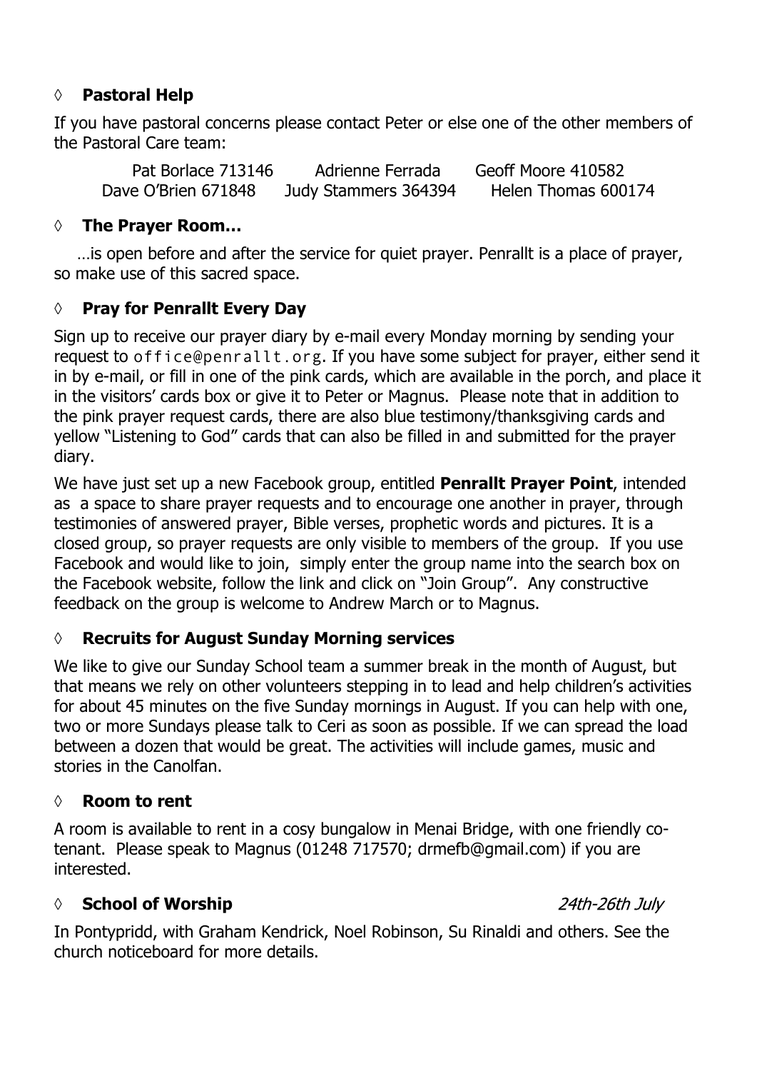### ◊ **Pastoral Help**

If you have pastoral concerns please contact Peter or else one of the other members of the Pastoral Care team:

| | | |
|---|---|---|
| Pat Borlace 713146 | Adrienne Ferrada | Geoff Moore 410582 |
| Dave O'Brien 671848 | Judy Stammers 364394 | Helen Thomas 600174 |

### ◊ **The Prayer Room…**

…is open before and after the service for quiet prayer. Penrallt is a place of prayer, so make use of this sacred space.

### ◊ **Pray for Penrallt Every Day**

Sign up to receive our prayer diary by e-mail every Monday morning by sending your request to office@penrallt.org. If you have some subject for prayer, either send it in by e-mail, or fill in one of the pink cards, which are available in the porch, and place it in the visitors' cards box or give it to Peter or Magnus. Please note that in addition to the pink prayer request cards, there are also blue testimony/thanksgiving cards and yellow "Listening to God" cards that can also be filled in and submitted for the prayer diary.

We have just set up a new Facebook group, entitled **Penrallt Prayer Point**, intended as a space to share prayer requests and to encourage one another in prayer, through testimonies of answered prayer, Bible verses, prophetic words and pictures. It is a closed group, so prayer requests are only visible to members of the group. If you use Facebook and would like to join, simply enter the group name into the search box on the Facebook website, follow the link and click on "Join Group". Any constructive feedback on the group is welcome to Andrew March or to Magnus.

### ◊ **Recruits for August Sunday Morning services**

We like to give our Sunday School team a summer break in the month of August, but that means we rely on other volunteers stepping in to lead and help children's activities for about 45 minutes on the five Sunday mornings in August. If you can help with one, two or more Sundays please talk to Ceri as soon as possible. If we can spread the load between a dozen that would be great. The activities will include games, music and stories in the Canolfan.

### ◊ **Room to rent**

A room is available to rent in a cosy bungalow in Menai Bridge, with one friendly co-tenant. Please speak to Magnus (01248 717570; drmefb@gmail.com) if you are interested.

### ◊ **School of Worship** *24th-26th July*

In Pontypridd, with Graham Kendrick, Noel Robinson, Su Rinaldi and others. See the church noticeboard for more details.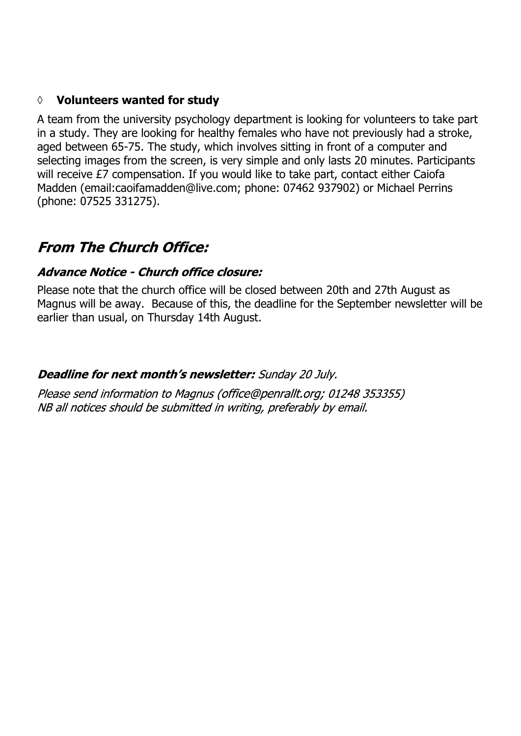◊ **Volunteers wanted for study**

A team from the university psychology department is looking for volunteers to take part in a study. They are looking for healthy females who have not previously had a stroke, aged between 65-75. The study, which involves sitting in front of a computer and selecting images from the screen, is very simple and only lasts 20 minutes. Participants will receive £7 compensation. If you would like to take part, contact either Caiofa Madden (email:caoifamadden@live.com; phone: 07462 937902) or Michael Perrins (phone: 07525 331275).

## *From The Church Office:*

### *Advance Notice - Church office closure:*

Please note that the church office will be closed between 20th and 27th August as Magnus will be away. Because of this, the deadline for the September newsletter will be earlier than usual, on Thursday 14th August.

***Deadline for next month's newsletter:*** *Sunday 20 July.*

*Please send information to Magnus (office@penrallt.org; 01248 353355)*
*NB all notices should be submitted in writing, preferably by email.*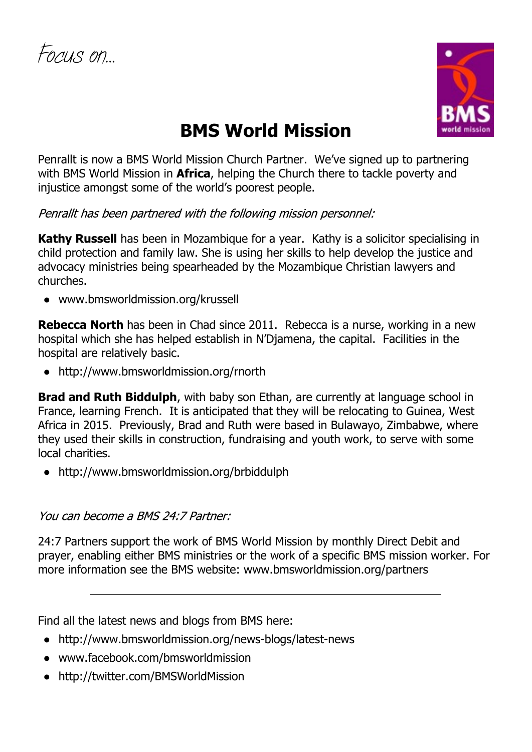*Focus on...*

# BMS World Mission

Penrallt is now a BMS World Mission Church Partner. We've signed up to partnering with BMS World Mission in **Africa**, helping the Church there to tackle poverty and injustice amongst some of the world's poorest people.

*Penrallt has been partnered with the following mission personnel:*

**Kathy Russell** has been in Mozambique for a year. Kathy is a solicitor specialising in child protection and family law. She is using her skills to help develop the justice and advocacy ministries being spearheaded by the Mozambique Christian lawyers and churches.

- www.bmsworldmission.org/krussell

**Rebecca North** has been in Chad since 2011. Rebecca is a nurse, working in a new hospital which she has helped establish in N'Djamena, the capital. Facilities in the hospital are relatively basic.

- http://www.bmsworldmission.org/rnorth

**Brad and Ruth Biddulph**, with baby son Ethan, are currently at language school in France, learning French. It is anticipated that they will be relocating to Guinea, West Africa in 2015. Previously, Brad and Ruth were based in Bulawayo, Zimbabwe, where they used their skills in construction, fundraising and youth work, to serve with some local charities.

- http://www.bmsworldmission.org/brbiddulph

*You can become a BMS 24:7 Partner:*

24:7 Partners support the work of BMS World Mission by monthly Direct Debit and prayer, enabling either BMS ministries or the work of a specific BMS mission worker. For more information see the BMS website: www.bmsworldmission.org/partners

---

Find all the latest news and blogs from BMS here:

- http://www.bmsworldmission.org/news-blogs/latest-news
- www.facebook.com/bmsworldmission
- http://twitter.com/BMSWorldMission